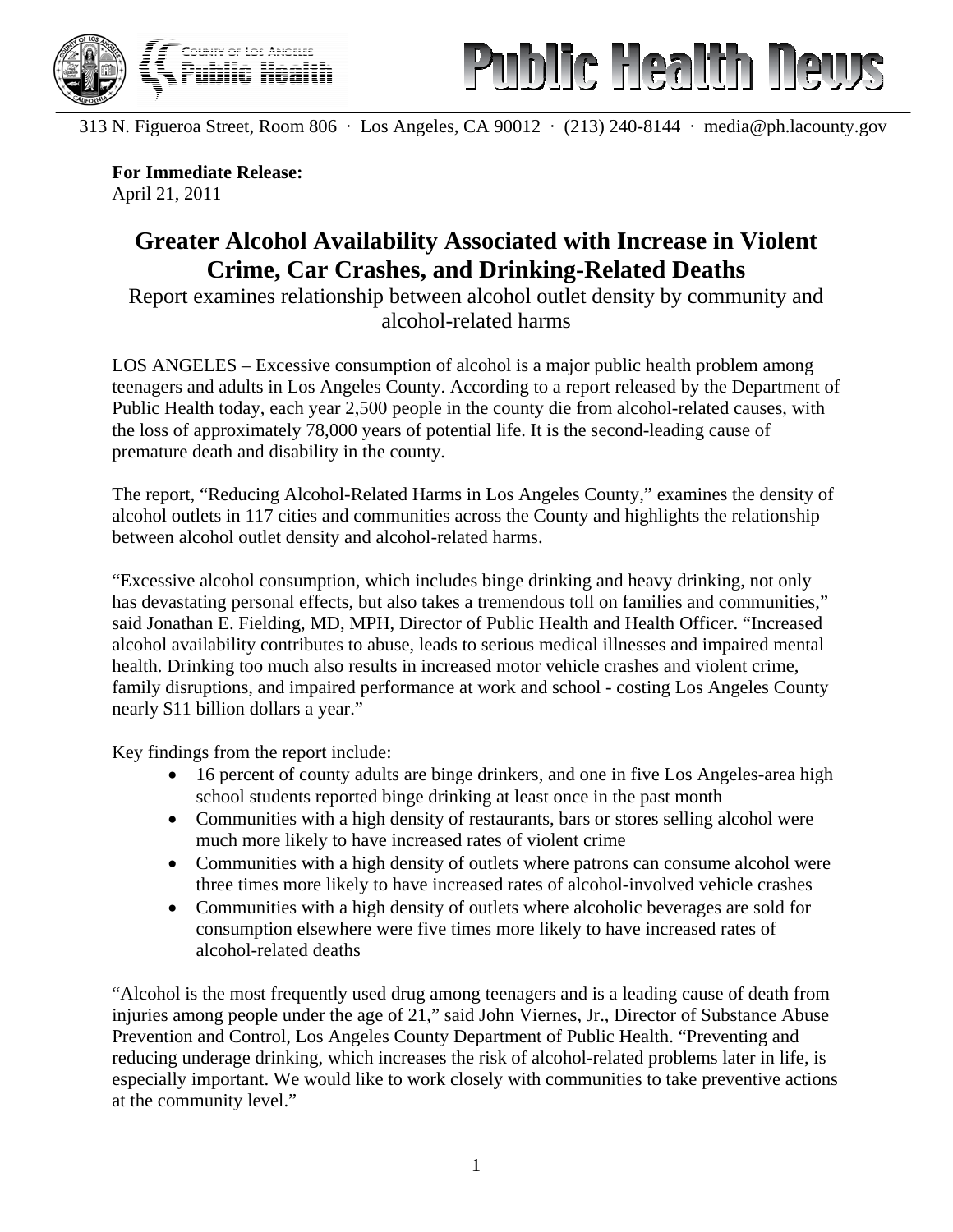# Public Health News

313 N. Figueroa Street, Room 806 · Los Angeles, CA 90012 · (213) 240-8144 · media@ph.lacounty.gov

**For Immediate Release:**
April 21, 2011

## Greater Alcohol Availability Associated with Increase in Violent Crime, Car Crashes, and Drinking-Related Deaths

Report examines relationship between alcohol outlet density by community and alcohol-related harms

LOS ANGELES – Excessive consumption of alcohol is a major public health problem among teenagers and adults in Los Angeles County. According to a report released by the Department of Public Health today, each year 2,500 people in the county die from alcohol-related causes, with the loss of approximately 78,000 years of potential life. It is the second-leading cause of premature death and disability in the county.

The report, "Reducing Alcohol-Related Harms in Los Angeles County," examines the density of alcohol outlets in 117 cities and communities across the County and highlights the relationship between alcohol outlet density and alcohol-related harms.

"Excessive alcohol consumption, which includes binge drinking and heavy drinking, not only has devastating personal effects, but also takes a tremendous toll on families and communities," said Jonathan E. Fielding, MD, MPH, Director of Public Health and Health Officer. "Increased alcohol availability contributes to abuse, leads to serious medical illnesses and impaired mental health. Drinking too much also results in increased motor vehicle crashes and violent crime, family disruptions, and impaired performance at work and school - costing Los Angeles County nearly $11 billion dollars a year."

Key findings from the report include:

- 16 percent of county adults are binge drinkers, and one in five Los Angeles-area high school students reported binge drinking at least once in the past month
- Communities with a high density of restaurants, bars or stores selling alcohol were much more likely to have increased rates of violent crime
- Communities with a high density of outlets where patrons can consume alcohol were three times more likely to have increased rates of alcohol-involved vehicle crashes
- Communities with a high density of outlets where alcoholic beverages are sold for consumption elsewhere were five times more likely to have increased rates of alcohol-related deaths

"Alcohol is the most frequently used drug among teenagers and is a leading cause of death from injuries among people under the age of 21," said John Viernes, Jr., Director of Substance Abuse Prevention and Control, Los Angeles County Department of Public Health. "Preventing and reducing underage drinking, which increases the risk of alcohol-related problems later in life, is especially important. We would like to work closely with communities to take preventive actions at the community level."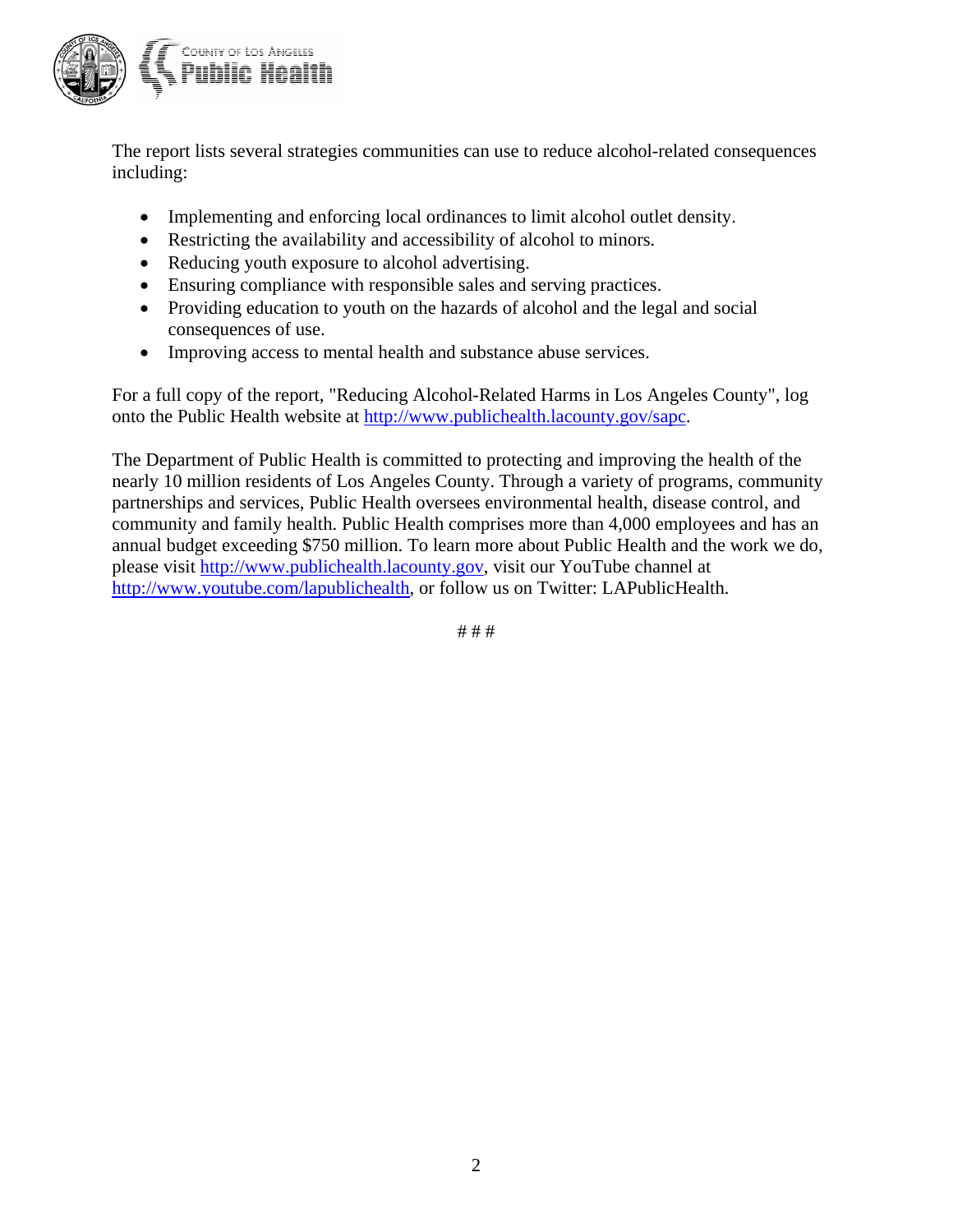The report lists several strategies communities can use to reduce alcohol-related consequences including:

- Implementing and enforcing local ordinances to limit alcohol outlet density.
- Restricting the availability and accessibility of alcohol to minors.
- Reducing youth exposure to alcohol advertising.
- Ensuring compliance with responsible sales and serving practices.
- Providing education to youth on the hazards of alcohol and the legal and social consequences of use.
- Improving access to mental health and substance abuse services.

For a full copy of the report, "Reducing Alcohol-Related Harms in Los Angeles County", log onto the Public Health website at http://www.publichealth.lacounty.gov/sapc.

The Department of Public Health is committed to protecting and improving the health of the nearly 10 million residents of Los Angeles County. Through a variety of programs, community partnerships and services, Public Health oversees environmental health, disease control, and community and family health. Public Health comprises more than 4,000 employees and has an annual budget exceeding $750 million. To learn more about Public Health and the work we do, please visit http://www.publichealth.lacounty.gov, visit our YouTube channel at http://www.youtube.com/lapublichealth, or follow us on Twitter: LAPublicHealth.

# # #